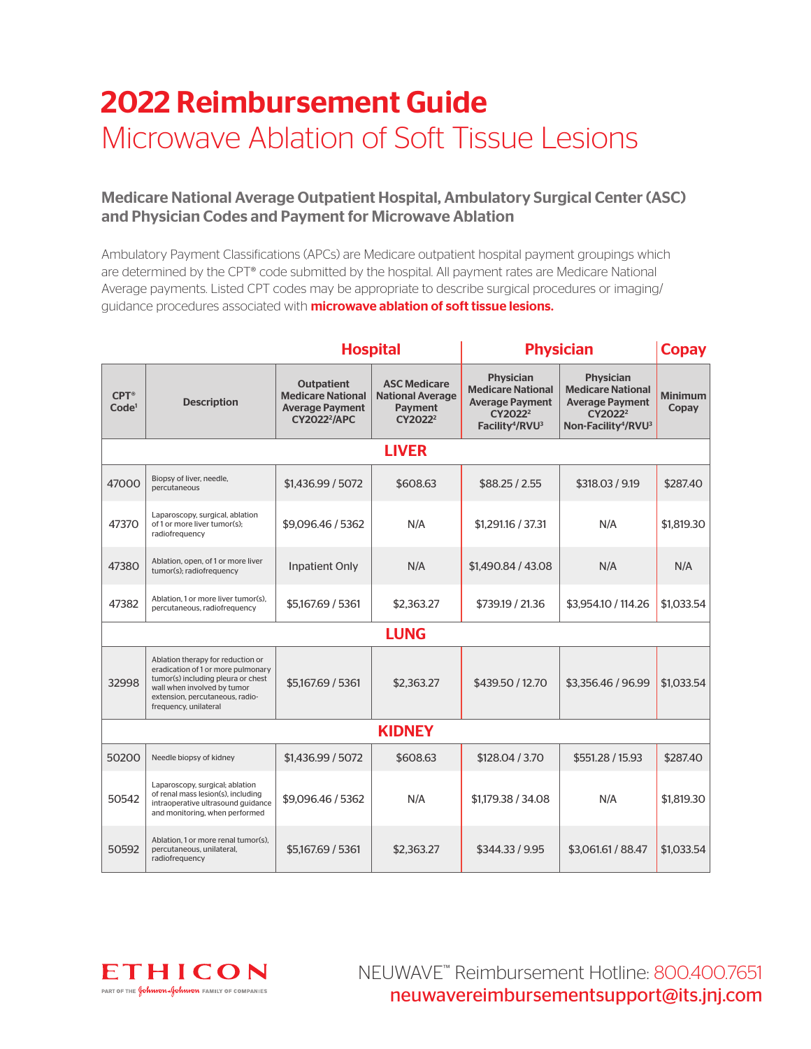# 2022 Reimbursement Guide

## Microwave Ablation of Soft Tissue Lesions

### Medicare National Average Outpatient Hospital, Ambulatory Surgical Center (ASC) and Physician Codes and Payment for Microwave Ablation

Ambulatory Payment Classifications (APCs) are Medicare outpatient hospital payment groupings which are determined by the CPT® code submitted by the hospital. All payment rates are Medicare National Average payments. Listed CPT codes may be appropriate to describe surgical procedures or imaging/guidance procedures associated with **microwave ablation of soft tissue lesions.**

| | | Hospital | | Physician | | Copay |
|---|---|---|---|---|---|---|
| CPT® Code[1] | Description | Outpatient Medicare National Average Payment CY2022[2]/APC | ASC Medicare National Average Payment CY2022[2] | Physician Medicare National Average Payment CY2022[2] Facility[4]/RVU[3] | Physician Medicare National Average Payment CY2022[2] Non-Facility[4]/RVU[3] | Minimum Copay |
| **LIVER** | | | | | | |
| 47000 | Biopsy of liver, needle, percutaneous | $1,436.99 / 5072 | $608.63 | $88.25 / 2.55 | $318.03 / 9.19 | $287.40 |
| 47370 | Laparoscopy, surgical, ablation of 1 or more liver tumor(s); radiofrequency | $9,096.46 / 5362 | N/A | $1,291.16 / 37.31 | N/A | $1,819.30 |
| 47380 | Ablation, open, of 1 or more liver tumor(s); radiofrequency | Inpatient Only | N/A | $1,490.84 / 43.08 | N/A | N/A |
| 47382 | Ablation, 1 or more liver tumor(s), percutaneous, radiofrequency | $5,167.69 / 5361 | $2,363.27 | $739.19 / 21.36 | $3,954.10 / 114.26 | $1,033.54 |
| **LUNG** | | | | | | |
| 32998 | Ablation therapy for reduction or eradication of 1 or more pulmonary tumor(s) including pleura or chest wall when involved by tumor extension, percutaneous, radiofrequency, unilateral | $5,167.69 / 5361 | $2,363.27 | $439.50 / 12.70 | $3,356.46 / 96.99 | $1,033.54 |
| **KIDNEY** | | | | | | |
| 50200 | Needle biopsy of kidney | $1,436.99 / 5072 | $608.63 | $128.04 / 3.70 | $551.28 / 15.93 | $287.40 |
| 50542 | Laparoscopy, surgical; ablation of renal mass lesion(s), including intraoperative ultrasound guidance and monitoring, when performed | $9,096.46 / 5362 | N/A | $1,179.38 / 34.08 | N/A | $1,819.30 |
| 50592 | Ablation, 1 or more renal tumor(s), percutaneous, unilateral, radiofrequency | $5,167.69 / 5361 | $2,363.27 | $344.33 / 9.95 | $3,061.61 / 88.47 | $1,033.54 |

ETHICON
PART OF THE Johnson & Johnson FAMILY OF COMPANIES

NEUWAVE™ Reimbursement Hotline: 800.400.7651
neuwavereimbursementsupport@its.jnj.com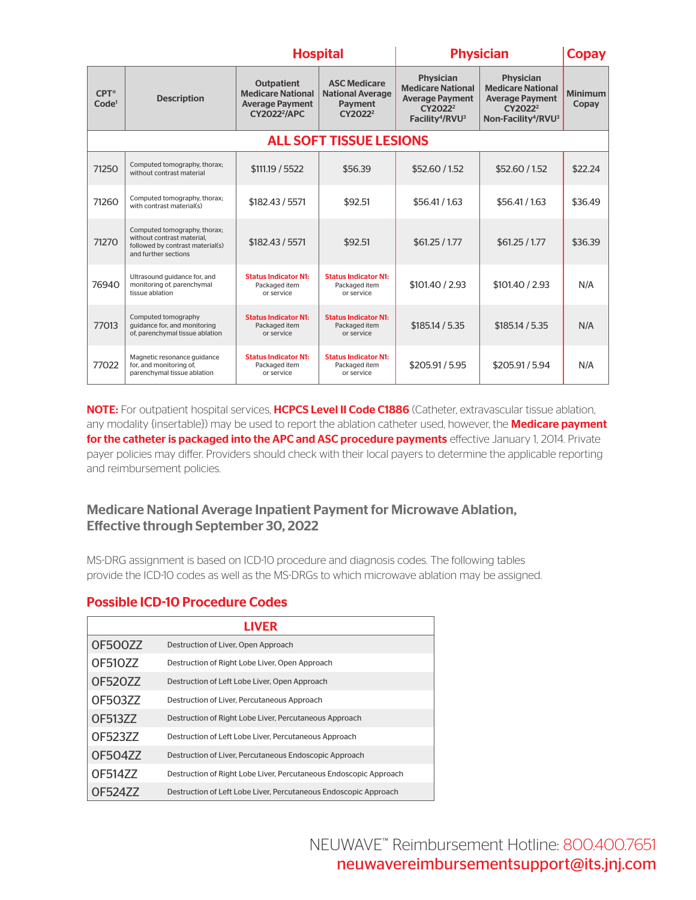| | | Hospital | | Physician | | Copay |
|---|---|---|---|---|---|---|
| CPT® Code[1] | Description | Outpatient Medicare National Average Payment CY2022[2]/APC | ASC Medicare National Average Payment CY2022[2] | Physician Medicare National Average Payment CY2022[2] Facility[4]/RVU[3] | Physician Medicare National Average Payment CY2022[2] Non-Facility[4]/RVU[3] | Minimum Copay |
| **ALL SOFT TISSUE LESIONS** | | | | | | |
| 71250 | Computed tomography, thorax; without contrast material | $111.19 / 5522 | $56.39 | $52.60 / 1.52 | $52.60 / 1.52 | $22.24 |
| 71260 | Computed tomography, thorax; with contrast material(s) | $182.43 / 5571 | $92.51 | $56.41 / 1.63 | $56.41 / 1.63 | $36.49 |
| 71270 | Computed tomography, thorax; without contrast material, followed by contrast material(s) and further sections | $182.43 / 5571 | $92.51 | $61.25 / 1.77 | $61.25 / 1.77 | $36.39 |
| 76940 | Ultrasound guidance for, and monitoring of, parenchymal tissue ablation | **Status Indicator N1:** Packaged item or service | **Status Indicator N1:** Packaged item or service | $101.40 / 2.93 | $101.40 / 2.93 | N/A |
| 77013 | Computed tomography guidance for, and monitoring of, parenchymal tissue ablation | **Status Indicator N1:** Packaged item or service | **Status Indicator N1:** Packaged item or service | $185.14 / 5.35 | $185.14 / 5.35 | N/A |
| 77022 | Magnetic resonance guidance for, and monitoring of, parenchymal tissue ablation | **Status Indicator N1:** Packaged item or service | **Status Indicator N1:** Packaged item or service | $205.91 / 5.95 | $205.91 / 5.94 | N/A |

**NOTE:** For outpatient hospital services, **HCPCS Level II Code C1886** (Catheter, extravascular tissue ablation, any modality {insertable}) may be used to report the ablation catheter used, however, the **Medicare payment for the catheter is packaged into the APC and ASC procedure payments** effective January 1, 2014. Private payer policies may differ. Providers should check with their local payers to determine the applicable reporting and reimbursement policies.

## Medicare National Average Inpatient Payment for Microwave Ablation, Effective through September 30, 2022

MS-DRG assignment is based on ICD-10 procedure and diagnosis codes. The following tables provide the ICD-10 codes as well as the MS-DRGs to which microwave ablation may be assigned.

### Possible ICD-10 Procedure Codes

| LIVER | |
|---|---|
| 0F500ZZ | Destruction of Liver, Open Approach |
| 0F510ZZ | Destruction of Right Lobe Liver, Open Approach |
| 0F520ZZ | Destruction of Left Lobe Liver, Open Approach |
| 0F503ZZ | Destruction of Liver, Percutaneous Approach |
| 0F513ZZ | Destruction of Right Lobe Liver, Percutaneous Approach |
| 0F523ZZ | Destruction of Left Lobe Liver, Percutaneous Approach |
| 0F504ZZ | Destruction of Liver, Percutaneous Endoscopic Approach |
| 0F514ZZ | Destruction of Right Lobe Liver, Percutaneous Endoscopic Approach |
| 0F524ZZ | Destruction of Left Lobe Liver, Percutaneous Endoscopic Approach |

NEUWAVE™ Reimbursement Hotline: 800.400.7651
neuwavereimbursementsupport@its.jnj.com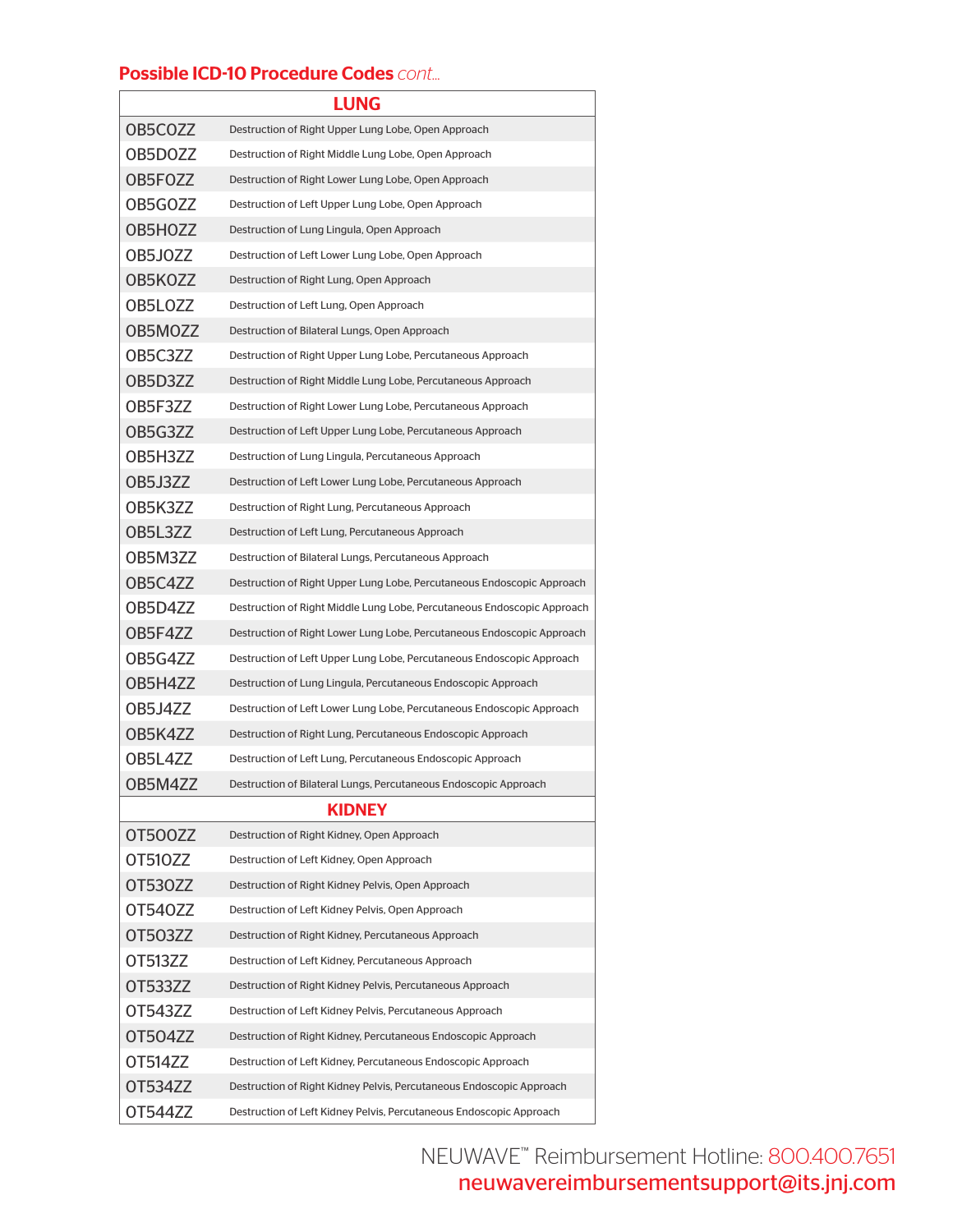## Possible ICD-10 Procedure Codes *cont...*

| LUNG | |
|---|---|
| OB5COZZ | Destruction of Right Upper Lung Lobe, Open Approach |
| OB5DOZZ | Destruction of Right Middle Lung Lobe, Open Approach |
| OB5FOZZ | Destruction of Right Lower Lung Lobe, Open Approach |
| OB5GOZZ | Destruction of Left Upper Lung Lobe, Open Approach |
| OB5HOZZ | Destruction of Lung Lingula, Open Approach |
| OB5JOZZ | Destruction of Left Lower Lung Lobe, Open Approach |
| OB5KOZZ | Destruction of Right Lung, Open Approach |
| OB5LOZZ | Destruction of Left Lung, Open Approach |
| OB5MOZZ | Destruction of Bilateral Lungs, Open Approach |
| OB5C3ZZ | Destruction of Right Upper Lung Lobe, Percutaneous Approach |
| OB5D3ZZ | Destruction of Right Middle Lung Lobe, Percutaneous Approach |
| OB5F3ZZ | Destruction of Right Lower Lung Lobe, Percutaneous Approach |
| OB5G3ZZ | Destruction of Left Upper Lung Lobe, Percutaneous Approach |
| OB5H3ZZ | Destruction of Lung Lingula, Percutaneous Approach |
| OB5J3ZZ | Destruction of Left Lower Lung Lobe, Percutaneous Approach |
| OB5K3ZZ | Destruction of Right Lung, Percutaneous Approach |
| OB5L3ZZ | Destruction of Left Lung, Percutaneous Approach |
| OB5M3ZZ | Destruction of Bilateral Lungs, Percutaneous Approach |
| OB5C4ZZ | Destruction of Right Upper Lung Lobe, Percutaneous Endoscopic Approach |
| OB5D4ZZ | Destruction of Right Middle Lung Lobe, Percutaneous Endoscopic Approach |
| OB5F4ZZ | Destruction of Right Lower Lung Lobe, Percutaneous Endoscopic Approach |
| OB5G4ZZ | Destruction of Left Upper Lung Lobe, Percutaneous Endoscopic Approach |
| OB5H4ZZ | Destruction of Lung Lingula, Percutaneous Endoscopic Approach |
| OB5J4ZZ | Destruction of Left Lower Lung Lobe, Percutaneous Endoscopic Approach |
| OB5K4ZZ | Destruction of Right Lung, Percutaneous Endoscopic Approach |
| OB5L4ZZ | Destruction of Left Lung, Percutaneous Endoscopic Approach |
| OB5M4ZZ | Destruction of Bilateral Lungs, Percutaneous Endoscopic Approach |
| **KIDNEY** | |
| OT5OOZZ | Destruction of Right Kidney, Open Approach |
| OT51OZZ | Destruction of Left Kidney, Open Approach |
| OT53OZZ | Destruction of Right Kidney Pelvis, Open Approach |
| OT54OZZ | Destruction of Left Kidney Pelvis, Open Approach |
| OT5O3ZZ | Destruction of Right Kidney, Percutaneous Approach |
| OT513ZZ | Destruction of Left Kidney, Percutaneous Approach |
| OT533ZZ | Destruction of Right Kidney Pelvis, Percutaneous Approach |
| OT543ZZ | Destruction of Left Kidney Pelvis, Percutaneous Approach |
| OT5O4ZZ | Destruction of Right Kidney, Percutaneous Endoscopic Approach |
| OT514ZZ | Destruction of Left Kidney, Percutaneous Endoscopic Approach |
| OT534ZZ | Destruction of Right Kidney Pelvis, Percutaneous Endoscopic Approach |
| OT544ZZ | Destruction of Left Kidney Pelvis, Percutaneous Endoscopic Approach |

NEUWAVE™ Reimbursement Hotline: 800.400.7651
neuwavereimbursementsupport@its.jnj.com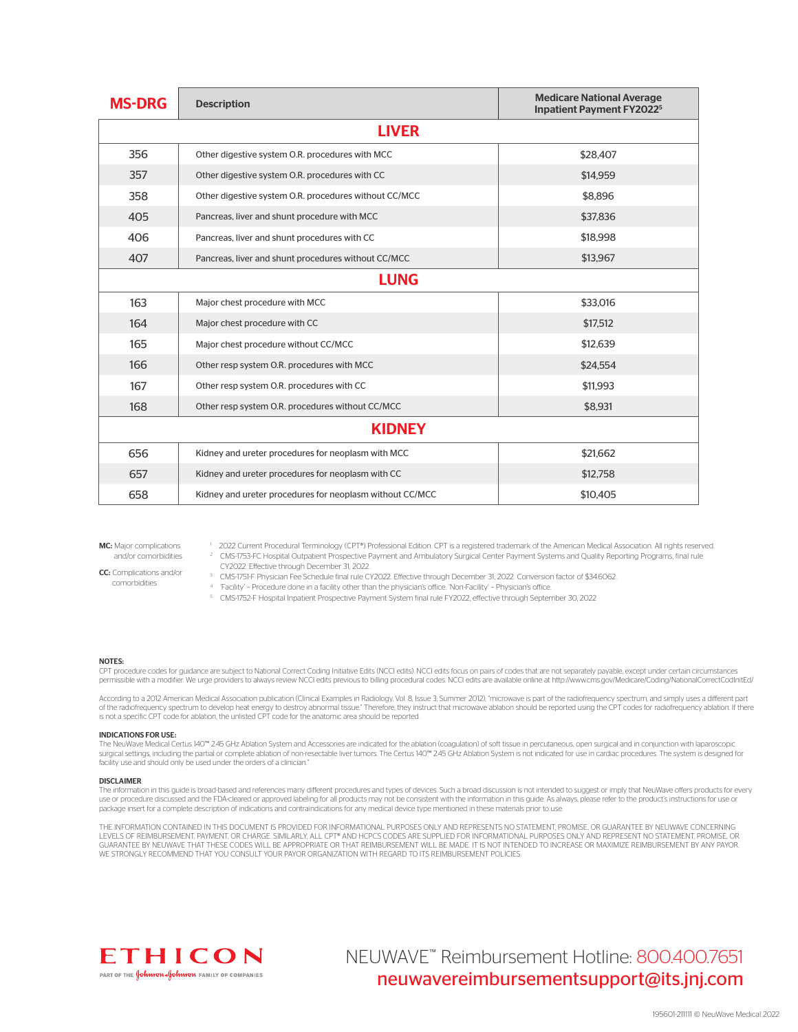| MS-DRG | Description | Medicare National Average Inpatient Payment FY2022[5] |
|---|---|---|
| **LIVER** | | |
| 356 | Other digestive system O.R. procedures with MCC | $28,407 |
| 357 | Other digestive system O.R. procedures with CC | $14,959 |
| 358 | Other digestive system O.R. procedures without CC/MCC | $8,896 |
| 405 | Pancreas, liver and shunt procedure with MCC | $37,836 |
| 406 | Pancreas, liver and shunt procedures with CC | $18,998 |
| 407 | Pancreas, liver and shunt procedures without CC/MCC | $13,967 |
| **LUNG** | | |
| 163 | Major chest procedure with MCC | $33,016 |
| 164 | Major chest procedure with CC | $17,512 |
| 165 | Major chest procedure without CC/MCC | $12,639 |
| 166 | Other resp system O.R. procedures with MCC | $24,554 |
| 167 | Other resp system O.R. procedures with CC | $11,993 |
| 168 | Other resp system O.R. procedures without CC/MCC | $8,931 |
| **KIDNEY** | | |
| 656 | Kidney and ureter procedures for neoplasm with MCC | $21,662 |
| 657 | Kidney and ureter procedures for neoplasm with CC | $12,758 |
| 658 | Kidney and ureter procedures for neoplasm without CC/MCC | $10,405 |

**MC:** Major complications and/or comorbidities

**CC:** Complications and/or comorbidities

1 2022 Current Procedural Terminology (CPT®) Professional Edition. CPT is a registered trademark of the American Medical Association. All rights reserved.
2 CMS-1753-FC Hospital Outpatient Prospective Payment and Ambulatory Surgical Center Payment Systems and Quality Reporting Programs, final rule CY2022. Effective through December 31, 2022.
3 CMS-1751-F Physician Fee Schedule final rule CY2022. Effective through December 31, 2022. Conversion factor of $34.6062.
4 'Facility' – Procedure done in a facility other than the physician's office. 'Non-Facility' – Physician's office.
5 CMS-1752-F Hospital Inpatient Prospective Payment System final rule FY2022, effective through September 30, 2022

**NOTES:**
CPT procedure codes for guidance are subject to National Correct Coding Initiative Edits (NCCI edits). NCCI edits focus on pairs of codes that are not separately payable, except under certain circumstances permissible with a modifier. We urge providers to always review NCCI edits previous to billing procedural codes. NCCI edits are available online at http://www.cms.gov/Medicare/Coding/NationalCorrectCodInitEd/

According to a 2012 American Medical Association publication (Clinical Examples in Radiology, Vol. 8, Issue 3, Summer 2012), "microwave is part of the radiofrequency spectrum, and simply uses a different part of the radiofrequency spectrum to develop heat energy to destroy abnormal tissue." Therefore, they instruct that microwave ablation should be reported using the CPT codes for radiofrequency ablation. If there is not a specific CPT code for ablation, the unlisted CPT code for the anatomic area should be reported.

**INDICATIONS FOR USE:**
The NeuWave Medical Certus 140™ 2.45 GHz Ablation System and Accessories are indicated for the ablation (coagulation) of soft tissue in percutaneous, open surgical and in conjunction with laparoscopic surgical settings, including the partial or complete ablation of non-resectable liver tumors. The Certus 140™ 2.45 GHz Ablation System is not indicated for use in cardiac procedures. The system is designed for facility use and should only be used under the orders of a clinician."

**DISCLAIMER**
The information in this guide is broad-based and references many different procedures and types of devices. Such a broad discussion is not intended to suggest or imply that NeuWave offers products for every use or procedure discussed and the FDA-cleared or approved labeling for all products may not be consistent with the information in this guide. As always, please refer to the product's instructions for use or package insert for a complete description of indications and contraindications for any medical device type mentioned in these materials prior to use.

THE INFORMATION CONTAINED IN THIS DOCUMENT IS PROVIDED FOR INFORMATIONAL PURPOSES ONLY AND REPRESENTS NO STATEMENT, PROMISE, OR GUARANTEE BY NEUWAVE CONCERNING LEVELS OF REIMBURSEMENT, PAYMENT, OR CHARGE. SIMILARLY, ALL CPT® AND HCPCS CODES ARE SUPPLIED FOR INFORMATIONAL PURPOSES ONLY AND REPRESENT NO STATEMENT, PROMISE, OR GUARANTEE BY NEUWAVE THAT THESE CODES WILL BE APPROPRIATE OR THAT REIMBURSEMENT WILL BE MADE. IT IS NOT INTENDED TO INCREASE OR MAXIMIZE REIMBURSEMENT BY ANY PAYOR. WE STRONGLY RECOMMEND THAT YOU CONSULT YOUR PAYOR ORGANIZATION WITH REGARD TO ITS REIMBURSEMENT POLICIES.

ETHICON
PART OF THE Johnson & Johnson FAMILY OF COMPANIES

NEUWAVE™ Reimbursement Hotline: 800.400.7651
neuwavereimbursementsupport@its.jnj.com

195601-211111 © NeuWave Medical 2022